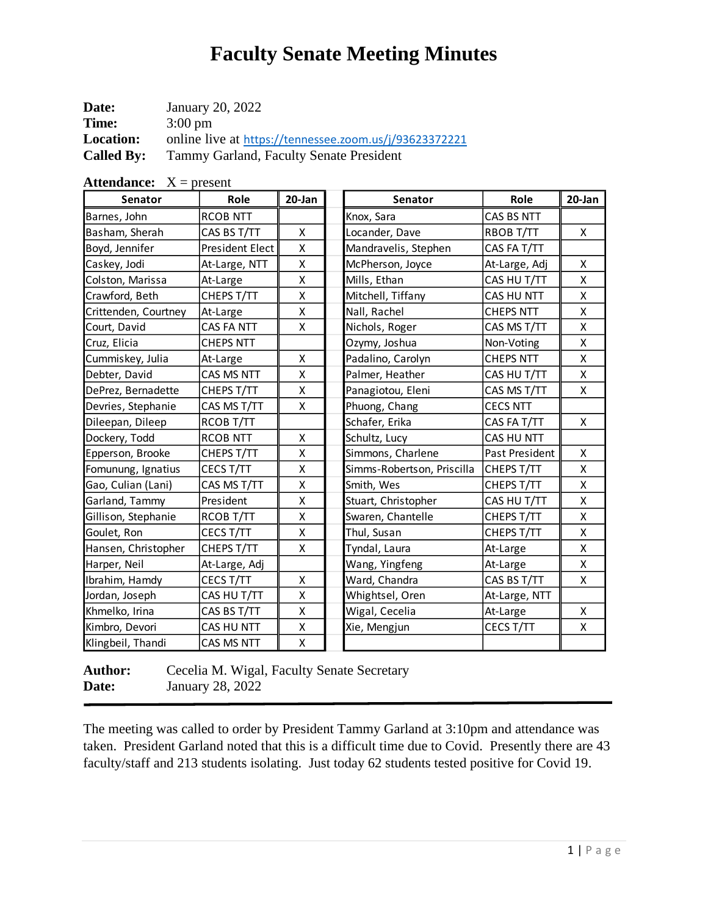# Faculty Senate Meeting Minutes

**Date:** January 20, 2022
**Time:** 3:00 pm
**Location:** online live at https://tennessee.zoom.us/j/93623372221
**Called By:** Tammy Garland, Faculty Senate President

**Attendance:** X = present

| Senator | Role | 20-Jan | Senator | Role | 20-Jan |
|---|---|---|---|---|---|
| Barnes, John | RCOB NTT | | Knox, Sara | CAS BS NTT | |
| Basham, Sherah | CAS BS T/TT | X | Locander, Dave | RBOB T/TT | X |
| Boyd, Jennifer | President Elect | X | Mandravelis, Stephen | CAS FA T/TT | |
| Caskey, Jodi | At-Large, NTT | X | McPherson, Joyce | At-Large, Adj | X |
| Colston, Marissa | At-Large | X | Mills, Ethan | CAS HU T/TT | X |
| Crawford, Beth | CHEPS T/TT | X | Mitchell, Tiffany | CAS HU NTT | X |
| Crittenden, Courtney | At-Large | X | Nall, Rachel | CHEPS NTT | X |
| Court, David | CAS FA NTT | X | Nichols, Roger | CAS MS T/TT | X |
| Cruz, Elicia | CHEPS NTT | | Ozymy, Joshua | Non-Voting | X |
| Cummiskey, Julia | At-Large | X | Padalino, Carolyn | CHEPS NTT | X |
| Debter, David | CAS MS NTT | X | Palmer, Heather | CAS HU T/TT | X |
| DePrez, Bernadette | CHEPS T/TT | X | Panagiotou, Eleni | CAS MS T/TT | X |
| Devries, Stephanie | CAS MS T/TT | X | Phuong, Chang | CECS NTT | |
| Dileepan, Dileep | RCOB T/TT | | Schafer, Erika | CAS FA T/TT | X |
| Dockery, Todd | RCOB NTT | X | Schultz, Lucy | CAS HU NTT | |
| Epperson, Brooke | CHEPS T/TT | X | Simmons, Charlene | Past President | X |
| Fomunung, Ignatius | CECS T/TT | X | Simms-Robertson, Priscilla | CHEPS T/TT | X |
| Gao, Culian (Lani) | CAS MS T/TT | X | Smith, Wes | CHEPS T/TT | X |
| Garland, Tammy | President | X | Stuart, Christopher | CAS HU T/TT | X |
| Gillison, Stephanie | RCOB T/TT | X | Swaren, Chantelle | CHEPS T/TT | X |
| Goulet, Ron | CECS T/TT | X | Thul, Susan | CHEPS T/TT | X |
| Hansen, Christopher | CHEPS T/TT | X | Tyndal, Laura | At-Large | X |
| Harper, Neil | At-Large, Adj | | Wang, Yingfeng | At-Large | X |
| Ibrahim, Hamdy | CECS T/TT | X | Ward, Chandra | CAS BS T/TT | X |
| Jordan, Joseph | CAS HU T/TT | X | Whightsel, Oren | At-Large, NTT | |
| Khmelko, Irina | CAS BS T/TT | X | Wigal, Cecelia | At-Large | X |
| Kimbro, Devori | CAS HU NTT | X | Xie, Mengjun | CECS T/TT | X |
| Klingbeil, Thandi | CAS MS NTT | X | | | |

**Author:** Cecelia M. Wigal, Faculty Senate Secretary
**Date:** January 28, 2022

---

The meeting was called to order by President Tammy Garland at 3:10pm and attendance was taken. President Garland noted that this is a difficult time due to Covid. Presently there are 43 faculty/staff and 213 students isolating. Just today 62 students tested positive for Covid 19.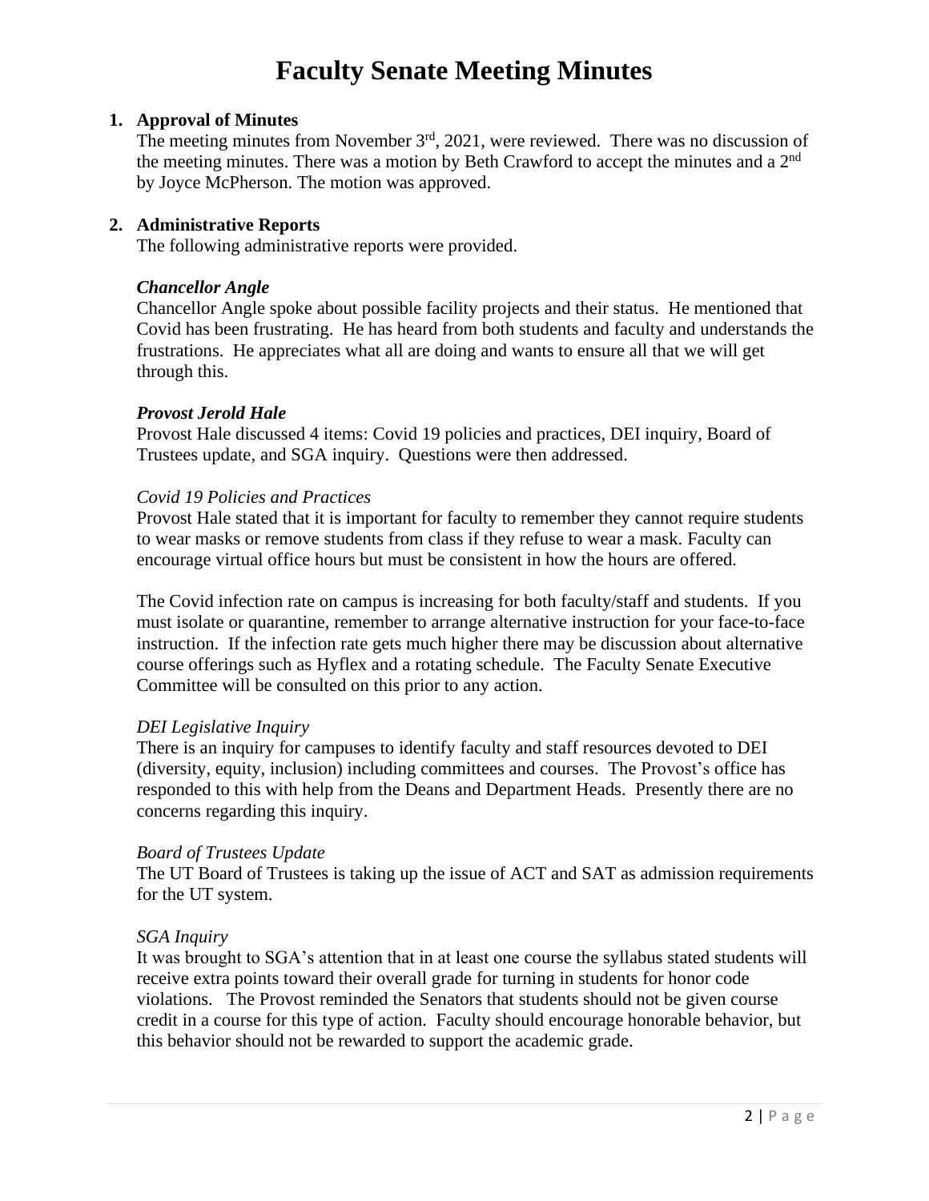# Faculty Senate Meeting Minutes

1. **Approval of Minutes**

   The meeting minutes from November 3rd, 2021, were reviewed. There was no discussion of the meeting minutes. There was a motion by Beth Crawford to accept the minutes and a 2nd by Joyce McPherson. The motion was approved.

2. **Administrative Reports**

   The following administrative reports were provided.

   ***Chancellor Angle***

   Chancellor Angle spoke about possible facility projects and their status. He mentioned that Covid has been frustrating. He has heard from both students and faculty and understands the frustrations. He appreciates what all are doing and wants to ensure all that we will get through this.

   ***Provost Jerold Hale***

   Provost Hale discussed 4 items: Covid 19 policies and practices, DEI inquiry, Board of Trustees update, and SGA inquiry. Questions were then addressed.

   *Covid 19 Policies and Practices*

   Provost Hale stated that it is important for faculty to remember they cannot require students to wear masks or remove students from class if they refuse to wear a mask. Faculty can encourage virtual office hours but must be consistent in how the hours are offered.

   The Covid infection rate on campus is increasing for both faculty/staff and students. If you must isolate or quarantine, remember to arrange alternative instruction for your face-to-face instruction. If the infection rate gets much higher there may be discussion about alternative course offerings such as Hyflex and a rotating schedule. The Faculty Senate Executive Committee will be consulted on this prior to any action.

   *DEI Legislative Inquiry*

   There is an inquiry for campuses to identify faculty and staff resources devoted to DEI (diversity, equity, inclusion) including committees and courses. The Provost's office has responded to this with help from the Deans and Department Heads. Presently there are no concerns regarding this inquiry.

   *Board of Trustees Update*

   The UT Board of Trustees is taking up the issue of ACT and SAT as admission requirements for the UT system.

   *SGA Inquiry*

   It was brought to SGA's attention that in at least one course the syllabus stated students will receive extra points toward their overall grade for turning in students for honor code violations. The Provost reminded the Senators that students should not be given course credit in a course for this type of action. Faculty should encourage honorable behavior, but this behavior should not be rewarded to support the academic grade.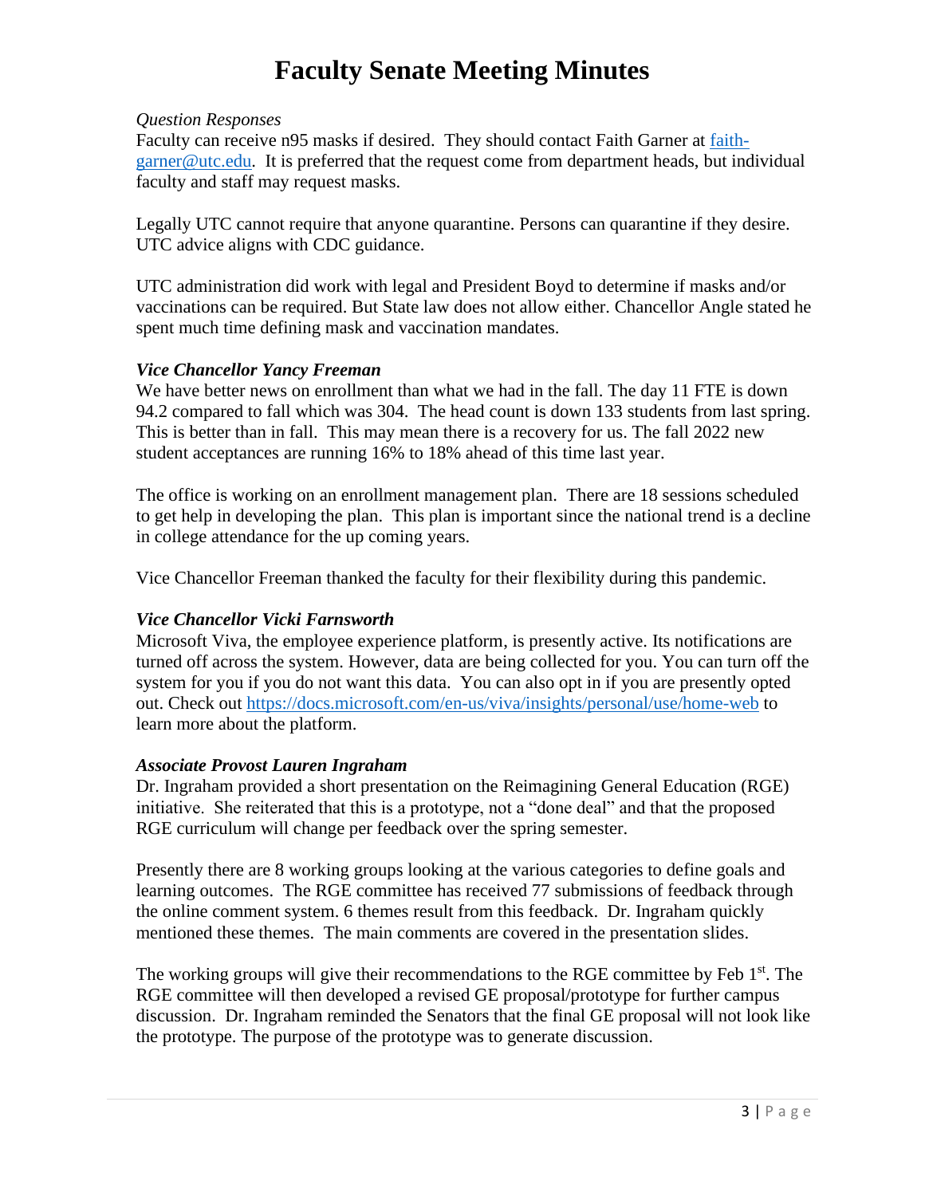# Faculty Senate Meeting Minutes

*Question Responses*

Faculty can receive n95 masks if desired. They should contact Faith Garner at faith-garner@utc.edu. It is preferred that the request come from department heads, but individual faculty and staff may request masks.

Legally UTC cannot require that anyone quarantine. Persons can quarantine if they desire. UTC advice aligns with CDC guidance.

UTC administration did work with legal and President Boyd to determine if masks and/or vaccinations can be required. But State law does not allow either. Chancellor Angle stated he spent much time defining mask and vaccination mandates.

***Vice Chancellor Yancy Freeman***

We have better news on enrollment than what we had in the fall. The day 11 FTE is down 94.2 compared to fall which was 304. The head count is down 133 students from last spring. This is better than in fall. This may mean there is a recovery for us. The fall 2022 new student acceptances are running 16% to 18% ahead of this time last year.

The office is working on an enrollment management plan. There are 18 sessions scheduled to get help in developing the plan. This plan is important since the national trend is a decline in college attendance for the up coming years.

Vice Chancellor Freeman thanked the faculty for their flexibility during this pandemic.

***Vice Chancellor Vicki Farnsworth***

Microsoft Viva, the employee experience platform, is presently active. Its notifications are turned off across the system. However, data are being collected for you. You can turn off the system for you if you do not want this data. You can also opt in if you are presently opted out. Check out https://docs.microsoft.com/en-us/viva/insights/personal/use/home-web to learn more about the platform.

***Associate Provost Lauren Ingraham***

Dr. Ingraham provided a short presentation on the Reimagining General Education (RGE) initiative. She reiterated that this is a prototype, not a "done deal" and that the proposed RGE curriculum will change per feedback over the spring semester.

Presently there are 8 working groups looking at the various categories to define goals and learning outcomes. The RGE committee has received 77 submissions of feedback through the online comment system. 6 themes result from this feedback. Dr. Ingraham quickly mentioned these themes. The main comments are covered in the presentation slides.

The working groups will give their recommendations to the RGE committee by Feb 1st. The RGE committee will then developed a revised GE proposal/prototype for further campus discussion. Dr. Ingraham reminded the Senators that the final GE proposal will not look like the prototype. The purpose of the prototype was to generate discussion.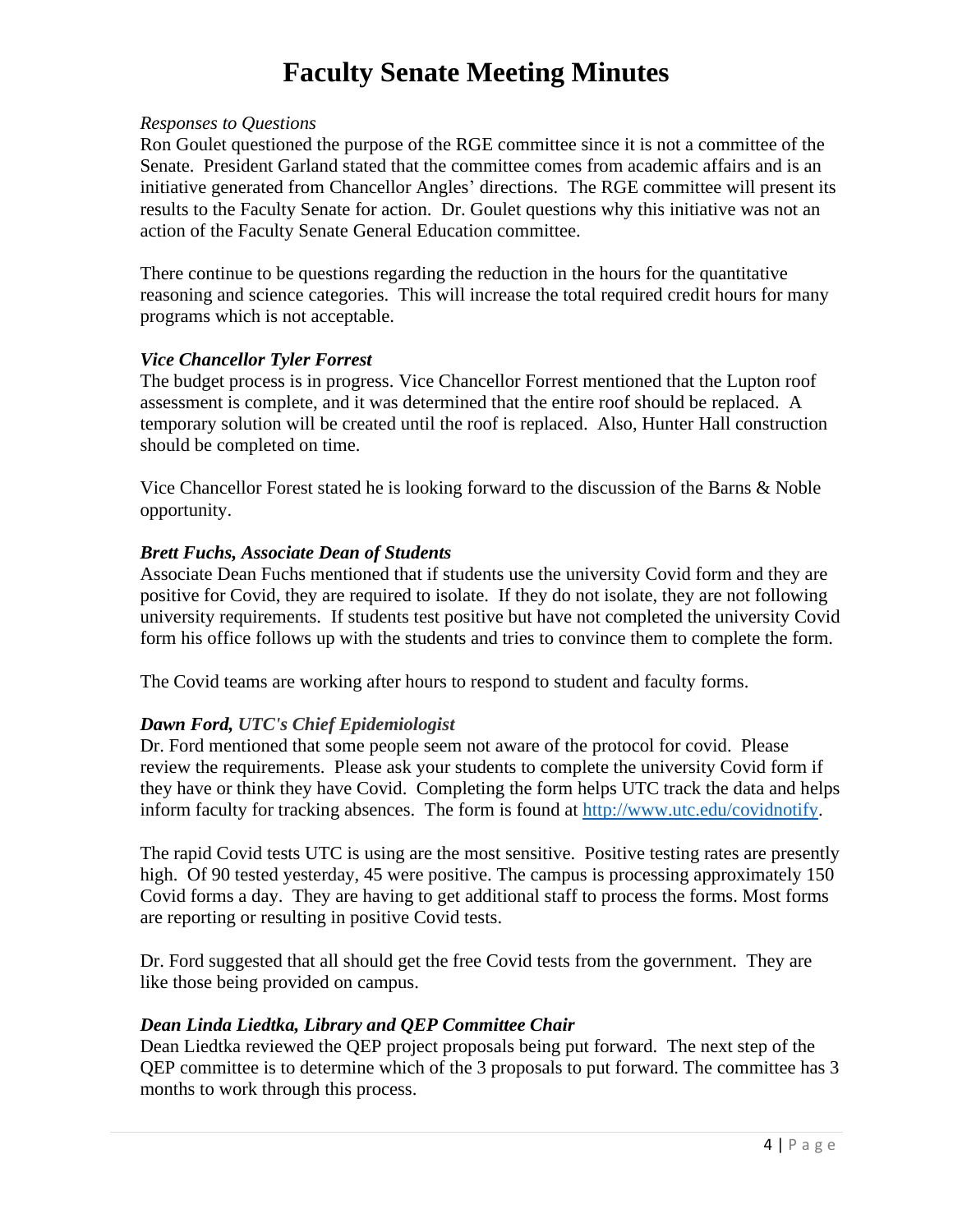# Faculty Senate Meeting Minutes

*Responses to Questions*

Ron Goulet questioned the purpose of the RGE committee since it is not a committee of the Senate. President Garland stated that the committee comes from academic affairs and is an initiative generated from Chancellor Angles' directions. The RGE committee will present its results to the Faculty Senate for action. Dr. Goulet questions why this initiative was not an action of the Faculty Senate General Education committee.

There continue to be questions regarding the reduction in the hours for the quantitative reasoning and science categories. This will increase the total required credit hours for many programs which is not acceptable.

***Vice Chancellor Tyler Forrest***

The budget process is in progress. Vice Chancellor Forrest mentioned that the Lupton roof assessment is complete, and it was determined that the entire roof should be replaced. A temporary solution will be created until the roof is replaced. Also, Hunter Hall construction should be completed on time.

Vice Chancellor Forest stated he is looking forward to the discussion of the Barns & Noble opportunity.

***Brett Fuchs, Associate Dean of Students***

Associate Dean Fuchs mentioned that if students use the university Covid form and they are positive for Covid, they are required to isolate. If they do not isolate, they are not following university requirements. If students test positive but have not completed the university Covid form his office follows up with the students and tries to convince them to complete the form.

The Covid teams are working after hours to respond to student and faculty forms.

***Dawn Ford, UTC's Chief Epidemiologist***

Dr. Ford mentioned that some people seem not aware of the protocol for covid. Please review the requirements. Please ask your students to complete the university Covid form if they have or think they have Covid. Completing the form helps UTC track the data and helps inform faculty for tracking absences. The form is found at [http://www.utc.edu/covidnotify](http://www.utc.edu/covidnotify).

The rapid Covid tests UTC is using are the most sensitive. Positive testing rates are presently high. Of 90 tested yesterday, 45 were positive. The campus is processing approximately 150 Covid forms a day. They are having to get additional staff to process the forms. Most forms are reporting or resulting in positive Covid tests.

Dr. Ford suggested that all should get the free Covid tests from the government. They are like those being provided on campus.

***Dean Linda Liedtka, Library and QEP Committee Chair***

Dean Liedtka reviewed the QEP project proposals being put forward. The next step of the QEP committee is to determine which of the 3 proposals to put forward. The committee has 3 months to work through this process.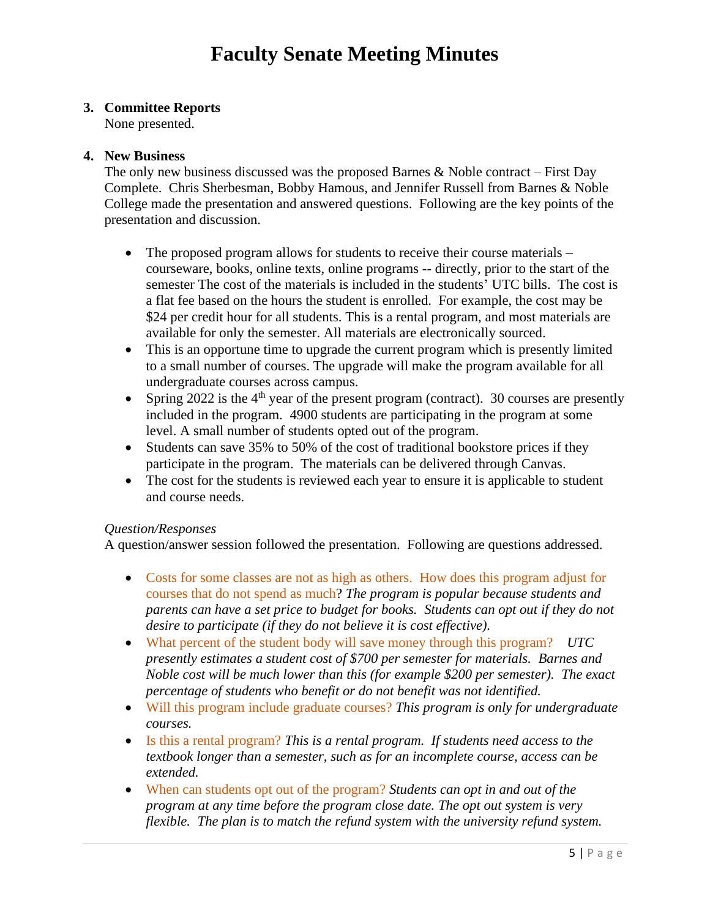# Faculty Senate Meeting Minutes

3. **Committee Reports**

   None presented.

4. **New Business**

   The only new business discussed was the proposed Barnes & Noble contract – First Day Complete. Chris Sherbesman, Bobby Hamous, and Jennifer Russell from Barnes & Noble College made the presentation and answered questions. Following are the key points of the presentation and discussion.

   - The proposed program allows for students to receive their course materials – courseware, books, online texts, online programs -- directly, prior to the start of the semester The cost of the materials is included in the students' UTC bills. The cost is a flat fee based on the hours the student is enrolled. For example, the cost may be $24 per credit hour for all students. This is a rental program, and most materials are available for only the semester. All materials are electronically sourced.
   - This is an opportune time to upgrade the current program which is presently limited to a small number of courses. The upgrade will make the program available for all undergraduate courses across campus.
   - Spring 2022 is the 4th year of the present program (contract). 30 courses are presently included in the program. 4900 students are participating in the program at some level. A small number of students opted out of the program.
   - Students can save 35% to 50% of the cost of traditional bookstore prices if they participate in the program. The materials can be delivered through Canvas.
   - The cost for the students is reviewed each year to ensure it is applicable to student and course needs.

   *Question/Responses*

   A question/answer session followed the presentation. Following are questions addressed.

   - Costs for some classes are not as high as others. How does this program adjust for courses that do not spend as much? *The program is popular because students and parents can have a set price to budget for books. Students can opt out if they do not desire to participate (if they do not believe it is cost effective).*
   - What percent of the student body will save money through this program? *UTC presently estimates a student cost of $700 per semester for materials. Barnes and Noble cost will be much lower than this (for example $200 per semester). The exact percentage of students who benefit or do not benefit was not identified.*
   - Will this program include graduate courses? *This program is only for undergraduate courses.*
   - Is this a rental program? *This is a rental program. If students need access to the textbook longer than a semester, such as for an incomplete course, access can be extended.*
   - When can students opt out of the program? *Students can opt in and out of the program at any time before the program close date. The opt out system is very flexible. The plan is to match the refund system with the university refund system.*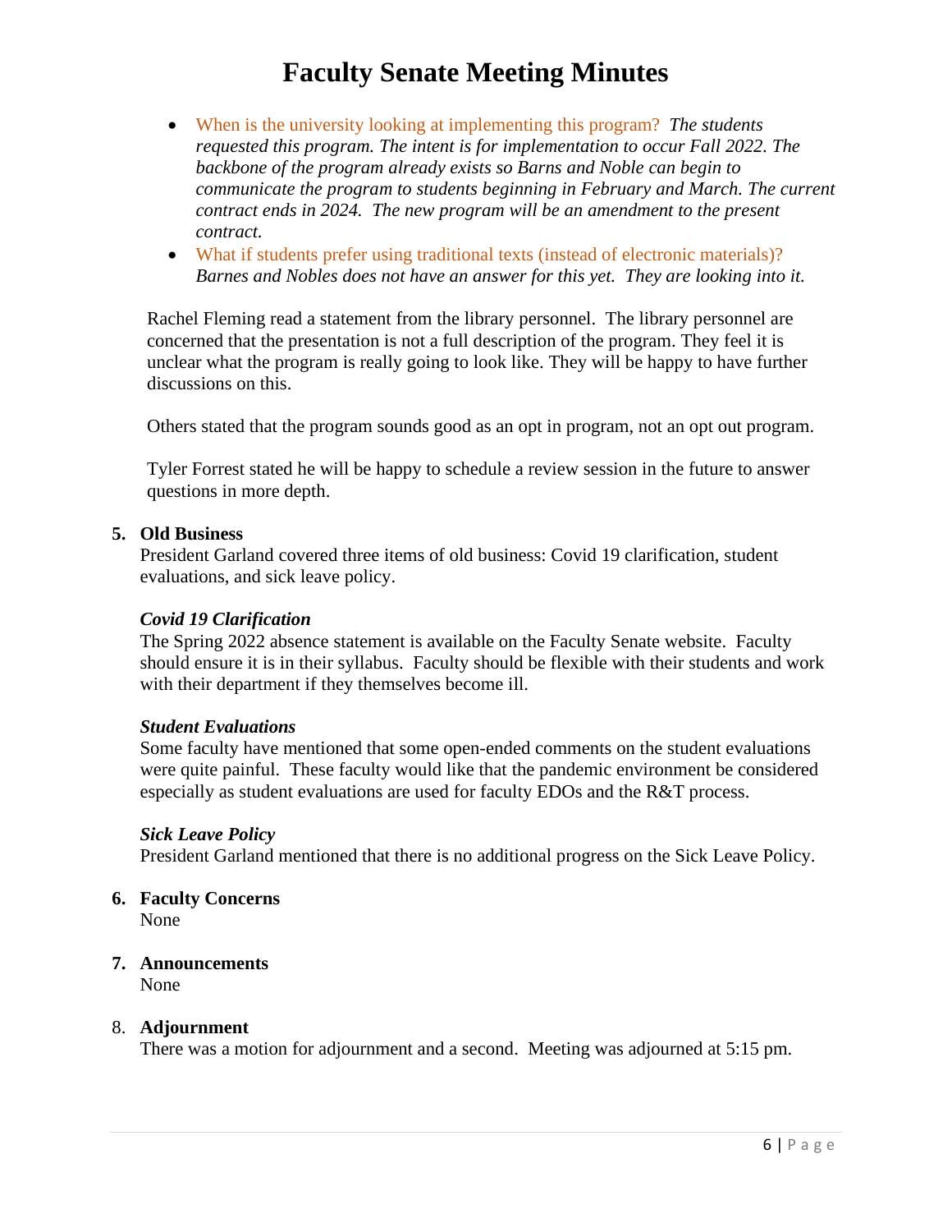# Faculty Senate Meeting Minutes

- When is the university looking at implementing this program? *The students requested this program. The intent is for implementation to occur Fall 2022. The backbone of the program already exists so Barns and Noble can begin to communicate the program to students beginning in February and March. The current contract ends in 2024. The new program will be an amendment to the present contract.*
- What if students prefer using traditional texts (instead of electronic materials)? *Barnes and Nobles does not have an answer for this yet. They are looking into it.*

Rachel Fleming read a statement from the library personnel. The library personnel are concerned that the presentation is not a full description of the program. They feel it is unclear what the program is really going to look like. They will be happy to have further discussions on this.

Others stated that the program sounds good as an opt in program, not an opt out program.

Tyler Forrest stated he will be happy to schedule a review session in the future to answer questions in more depth.

**5. Old Business**

President Garland covered three items of old business: Covid 19 clarification, student evaluations, and sick leave policy.

***Covid 19 Clarification***

The Spring 2022 absence statement is available on the Faculty Senate website. Faculty should ensure it is in their syllabus. Faculty should be flexible with their students and work with their department if they themselves become ill.

***Student Evaluations***

Some faculty have mentioned that some open-ended comments on the student evaluations were quite painful. These faculty would like that the pandemic environment be considered especially as student evaluations are used for faculty EDOs and the R&T process.

***Sick Leave Policy***

President Garland mentioned that there is no additional progress on the Sick Leave Policy.

**6. Faculty Concerns**

None

**7. Announcements**

None

8. **Adjournment**

There was a motion for adjournment and a second. Meeting was adjourned at 5:15 pm.